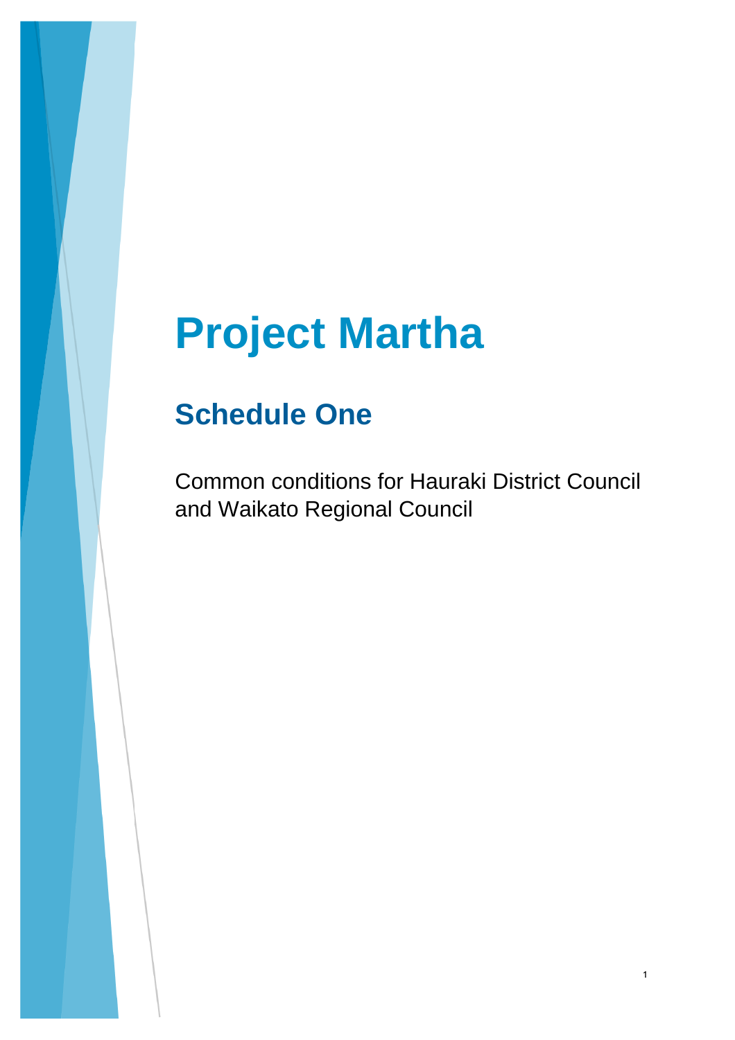# Project Martha

## Schedule One

Common conditions for Hauraki District Council and Waikato Regional Council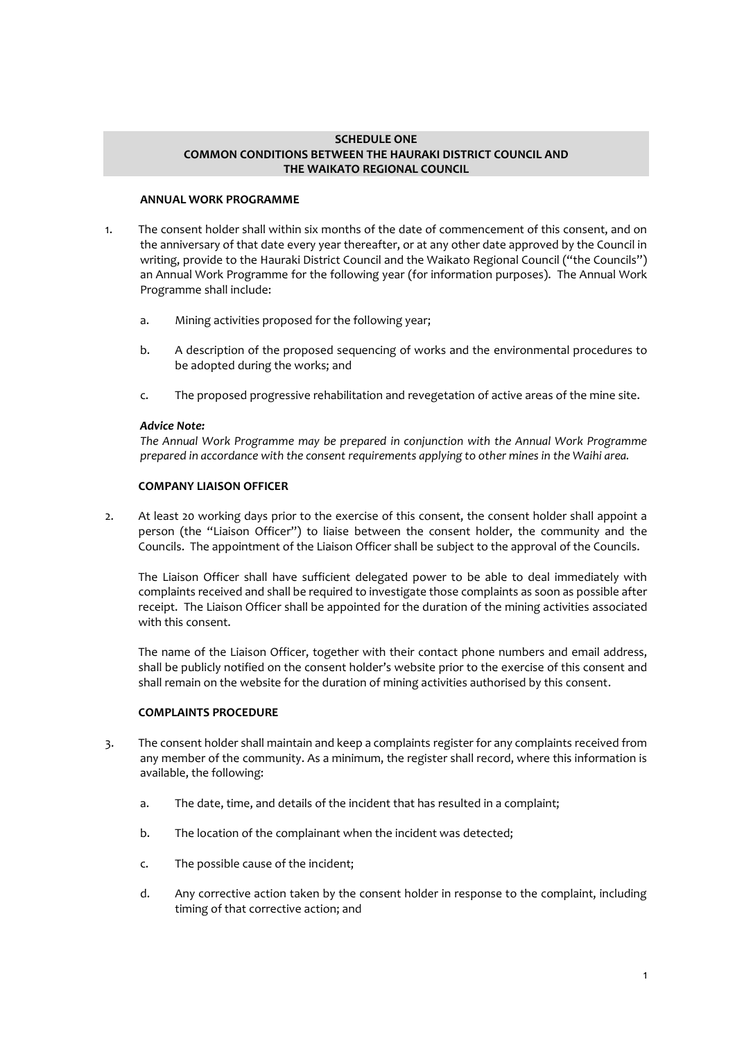**SCHEDULE ONE**
**COMMON CONDITIONS BETWEEN THE HAURAKI DISTRICT COUNCIL AND THE WAIKATO REGIONAL COUNCIL**

**ANNUAL WORK PROGRAMME**

1. The consent holder shall within six months of the date of commencement of this consent, and on the anniversary of that date every year thereafter, or at any other date approved by the Council in writing, provide to the Hauraki District Council and the Waikato Regional Council ("the Councils") an Annual Work Programme for the following year (for information purposes). The Annual Work Programme shall include:

    a. Mining activities proposed for the following year;

    b. A description of the proposed sequencing of works and the environmental procedures to be adopted during the works; and

    c. The proposed progressive rehabilitation and revegetation of active areas of the mine site.

    ***Advice Note:***
    *The Annual Work Programme may be prepared in conjunction with the Annual Work Programme prepared in accordance with the consent requirements applying to other mines in the Waihi area.*

**COMPANY LIAISON OFFICER**

2. At least 20 working days prior to the exercise of this consent, the consent holder shall appoint a person (the "Liaison Officer") to liaise between the consent holder, the community and the Councils. The appointment of the Liaison Officer shall be subject to the approval of the Councils.

    The Liaison Officer shall have sufficient delegated power to be able to deal immediately with complaints received and shall be required to investigate those complaints as soon as possible after receipt. The Liaison Officer shall be appointed for the duration of the mining activities associated with this consent.

    The name of the Liaison Officer, together with their contact phone numbers and email address, shall be publicly notified on the consent holder's website prior to the exercise of this consent and shall remain on the website for the duration of mining activities authorised by this consent.

**COMPLAINTS PROCEDURE**

3. The consent holder shall maintain and keep a complaints register for any complaints received from any member of the community. As a minimum, the register shall record, where this information is available, the following:

    a. The date, time, and details of the incident that has resulted in a complaint;

    b. The location of the complainant when the incident was detected;

    c. The possible cause of the incident;

    d. Any corrective action taken by the consent holder in response to the complaint, including timing of that corrective action; and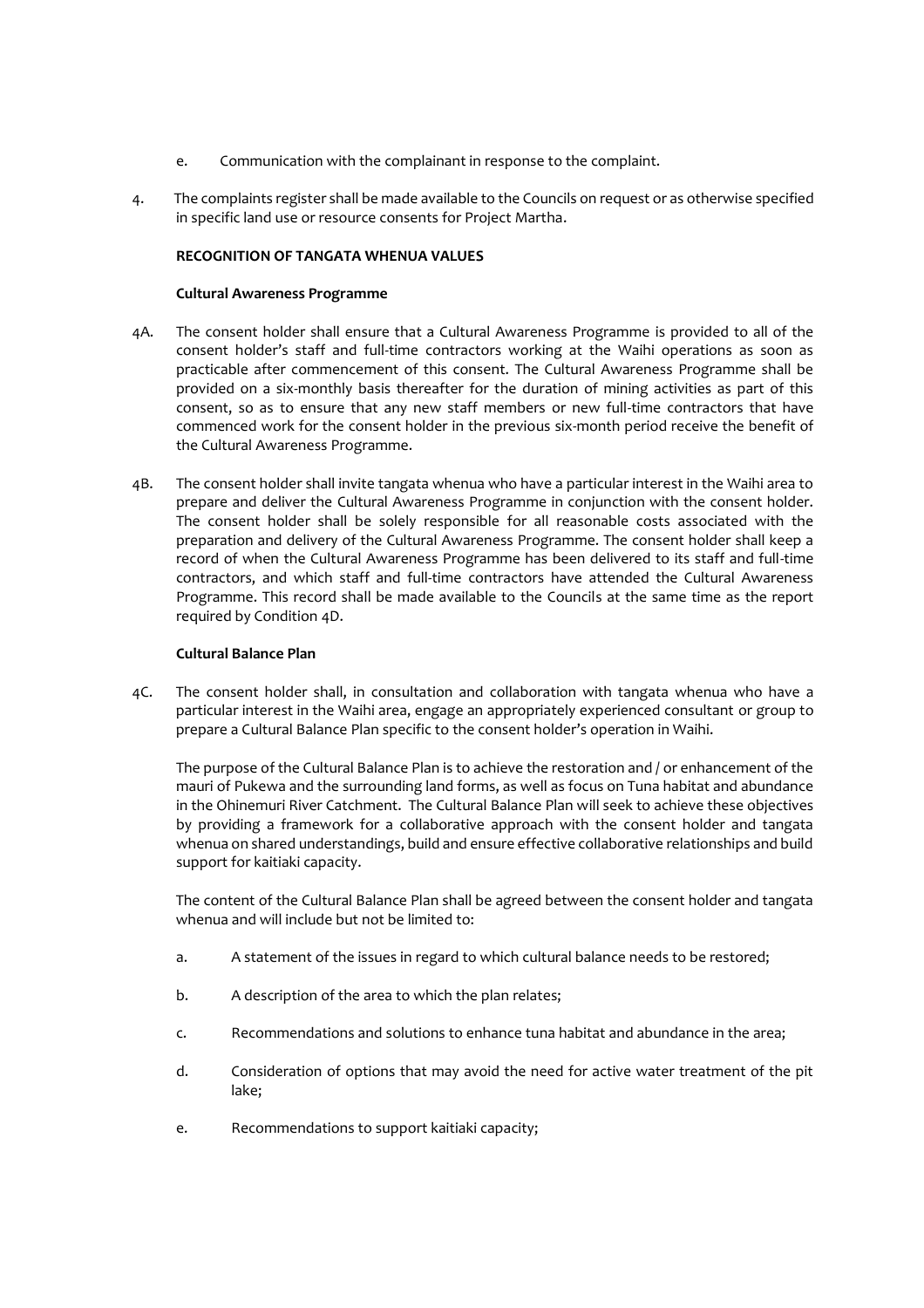e. Communication with the complainant in response to the complaint.

4. The complaints register shall be made available to the Councils on request or as otherwise specified in specific land use or resource consents for Project Martha.

**RECOGNITION OF TANGATA WHENUA VALUES**

**Cultural Awareness Programme**

4A. The consent holder shall ensure that a Cultural Awareness Programme is provided to all of the consent holder's staff and full-time contractors working at the Waihi operations as soon as practicable after commencement of this consent. The Cultural Awareness Programme shall be provided on a six-monthly basis thereafter for the duration of mining activities as part of this consent, so as to ensure that any new staff members or new full-time contractors that have commenced work for the consent holder in the previous six-month period receive the benefit of the Cultural Awareness Programme.

4B. The consent holder shall invite tangata whenua who have a particular interest in the Waihi area to prepare and deliver the Cultural Awareness Programme in conjunction with the consent holder. The consent holder shall be solely responsible for all reasonable costs associated with the preparation and delivery of the Cultural Awareness Programme. The consent holder shall keep a record of when the Cultural Awareness Programme has been delivered to its staff and full-time contractors, and which staff and full-time contractors have attended the Cultural Awareness Programme. This record shall be made available to the Councils at the same time as the report required by Condition 4D.

**Cultural Balance Plan**

4C. The consent holder shall, in consultation and collaboration with tangata whenua who have a particular interest in the Waihi area, engage an appropriately experienced consultant or group to prepare a Cultural Balance Plan specific to the consent holder's operation in Waihi.

The purpose of the Cultural Balance Plan is to achieve the restoration and / or enhancement of the mauri of Pukewa and the surrounding land forms, as well as focus on Tuna habitat and abundance in the Ohinemuri River Catchment. The Cultural Balance Plan will seek to achieve these objectives by providing a framework for a collaborative approach with the consent holder and tangata whenua on shared understandings, build and ensure effective collaborative relationships and build support for kaitiaki capacity.

The content of the Cultural Balance Plan shall be agreed between the consent holder and tangata whenua and will include but not be limited to:

a. A statement of the issues in regard to which cultural balance needs to be restored;

b. A description of the area to which the plan relates;

c. Recommendations and solutions to enhance tuna habitat and abundance in the area;

d. Consideration of options that may avoid the need for active water treatment of the pit lake;

e. Recommendations to support kaitiaki capacity;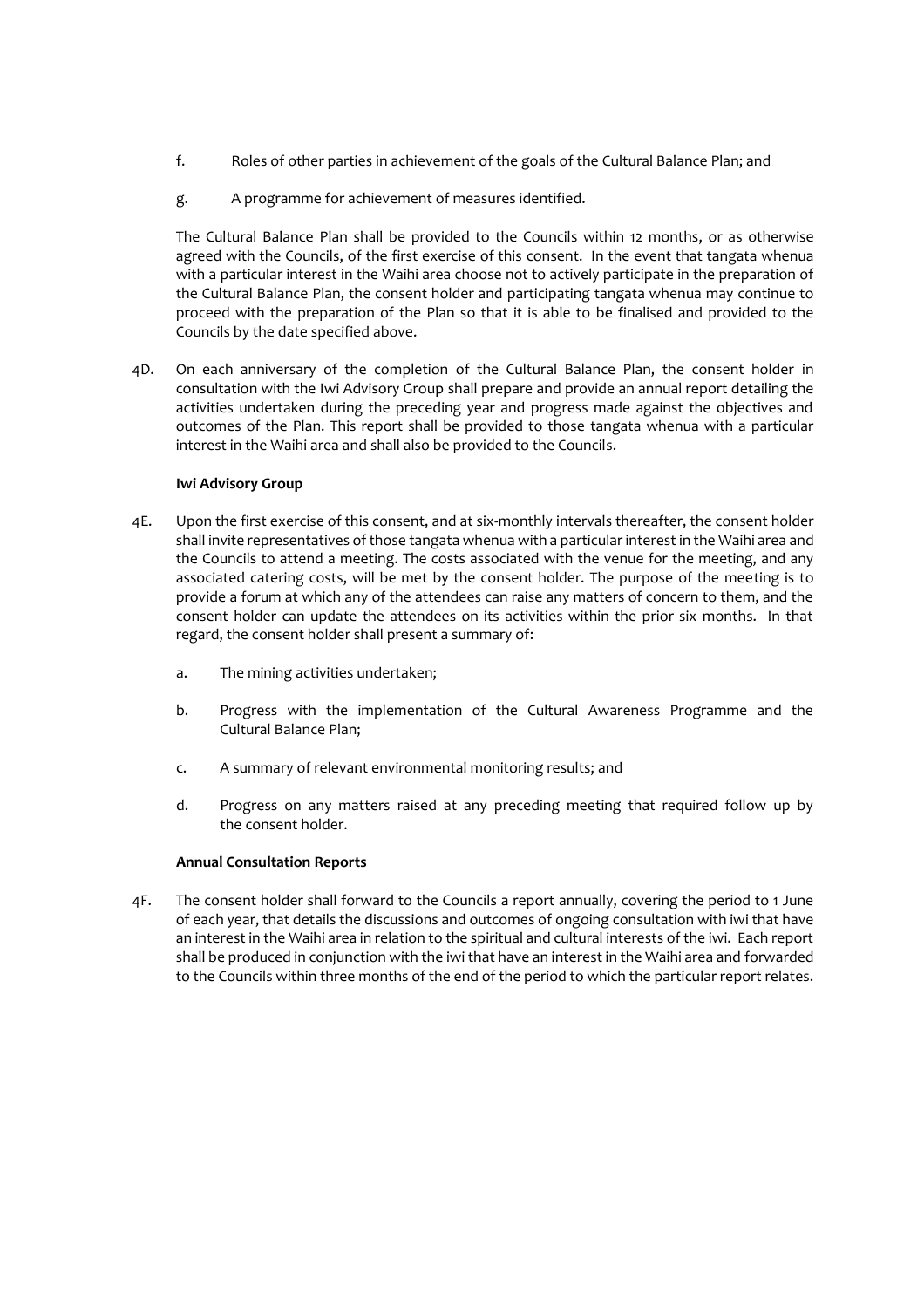f. Roles of other parties in achievement of the goals of the Cultural Balance Plan; and

g. A programme for achievement of measures identified.

The Cultural Balance Plan shall be provided to the Councils within 12 months, or as otherwise agreed with the Councils, of the first exercise of this consent. In the event that tangata whenua with a particular interest in the Waihi area choose not to actively participate in the preparation of the Cultural Balance Plan, the consent holder and participating tangata whenua may continue to proceed with the preparation of the Plan so that it is able to be finalised and provided to the Councils by the date specified above.

4D. On each anniversary of the completion of the Cultural Balance Plan, the consent holder in consultation with the Iwi Advisory Group shall prepare and provide an annual report detailing the activities undertaken during the preceding year and progress made against the objectives and outcomes of the Plan. This report shall be provided to those tangata whenua with a particular interest in the Waihi area and shall also be provided to the Councils.

**Iwi Advisory Group**

4E. Upon the first exercise of this consent, and at six-monthly intervals thereafter, the consent holder shall invite representatives of those tangata whenua with a particular interest in the Waihi area and the Councils to attend a meeting. The costs associated with the venue for the meeting, and any associated catering costs, will be met by the consent holder. The purpose of the meeting is to provide a forum at which any of the attendees can raise any matters of concern to them, and the consent holder can update the attendees on its activities within the prior six months. In that regard, the consent holder shall present a summary of:

a. The mining activities undertaken;

b. Progress with the implementation of the Cultural Awareness Programme and the Cultural Balance Plan;

c. A summary of relevant environmental monitoring results; and

d. Progress on any matters raised at any preceding meeting that required follow up by the consent holder.

**Annual Consultation Reports**

4F. The consent holder shall forward to the Councils a report annually, covering the period to 1 June of each year, that details the discussions and outcomes of ongoing consultation with iwi that have an interest in the Waihi area in relation to the spiritual and cultural interests of the iwi. Each report shall be produced in conjunction with the iwi that have an interest in the Waihi area and forwarded to the Councils within three months of the end of the period to which the particular report relates.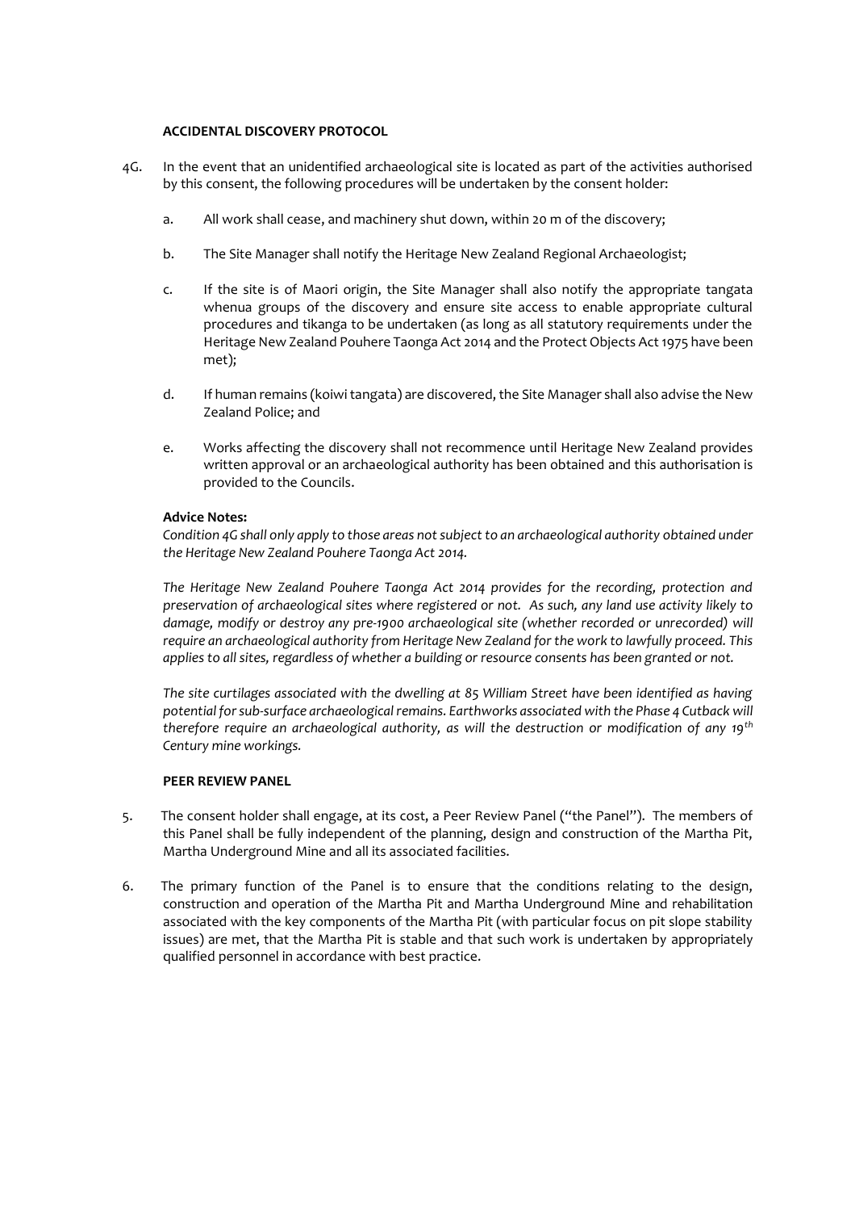**ACCIDENTAL DISCOVERY PROTOCOL**

4G. In the event that an unidentified archaeological site is located as part of the activities authorised by this consent, the following procedures will be undertaken by the consent holder:

a. All work shall cease, and machinery shut down, within 20 m of the discovery;

b. The Site Manager shall notify the Heritage New Zealand Regional Archaeologist;

c. If the site is of Maori origin, the Site Manager shall also notify the appropriate tangata whenua groups of the discovery and ensure site access to enable appropriate cultural procedures and tikanga to be undertaken (as long as all statutory requirements under the Heritage New Zealand Pouhere Taonga Act 2014 and the Protect Objects Act 1975 have been met);

d. If human remains (koiwi tangata) are discovered, the Site Manager shall also advise the New Zealand Police; and

e. Works affecting the discovery shall not recommence until Heritage New Zealand provides written approval or an archaeological authority has been obtained and this authorisation is provided to the Councils.

**Advice Notes:**

*Condition 4G shall only apply to those areas not subject to an archaeological authority obtained under the Heritage New Zealand Pouhere Taonga Act 2014.*

*The Heritage New Zealand Pouhere Taonga Act 2014 provides for the recording, protection and preservation of archaeological sites where registered or not. As such, any land use activity likely to damage, modify or destroy any pre-1900 archaeological site (whether recorded or unrecorded) will require an archaeological authority from Heritage New Zealand for the work to lawfully proceed. This applies to all sites, regardless of whether a building or resource consents has been granted or not.*

*The site curtilages associated with the dwelling at 85 William Street have been identified as having potential for sub-surface archaeological remains. Earthworks associated with the Phase 4 Cutback will therefore require an archaeological authority, as will the destruction or modification of any 19th Century mine workings.*

**PEER REVIEW PANEL**

5. The consent holder shall engage, at its cost, a Peer Review Panel ("the Panel"). The members of this Panel shall be fully independent of the planning, design and construction of the Martha Pit, Martha Underground Mine and all its associated facilities.

6. The primary function of the Panel is to ensure that the conditions relating to the design, construction and operation of the Martha Pit and Martha Underground Mine and rehabilitation associated with the key components of the Martha Pit (with particular focus on pit slope stability issues) are met, that the Martha Pit is stable and that such work is undertaken by appropriately qualified personnel in accordance with best practice.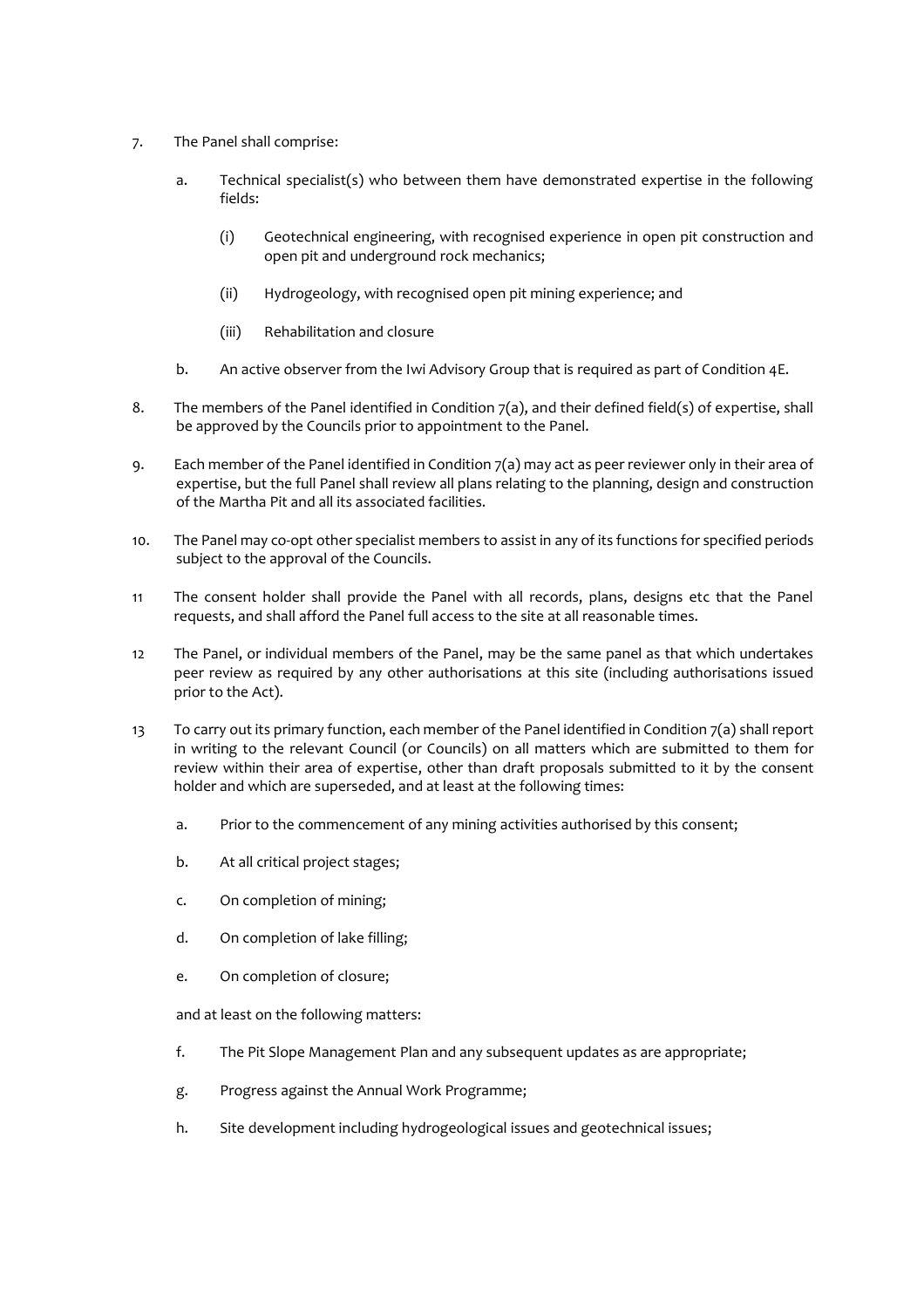7. The Panel shall comprise:

    a. Technical specialist(s) who between them have demonstrated expertise in the following fields:

        (i) Geotechnical engineering, with recognised experience in open pit construction and open pit and underground rock mechanics;

        (ii) Hydrogeology, with recognised open pit mining experience; and

        (iii) Rehabilitation and closure

    b. An active observer from the Iwi Advisory Group that is required as part of Condition 4E.

8. The members of the Panel identified in Condition 7(a), and their defined field(s) of expertise, shall be approved by the Councils prior to appointment to the Panel.

9. Each member of the Panel identified in Condition 7(a) may act as peer reviewer only in their area of expertise, but the full Panel shall review all plans relating to the planning, design and construction of the Martha Pit and all its associated facilities.

10. The Panel may co-opt other specialist members to assist in any of its functions for specified periods subject to the approval of the Councils.

11 The consent holder shall provide the Panel with all records, plans, designs etc that the Panel requests, and shall afford the Panel full access to the site at all reasonable times.

12 The Panel, or individual members of the Panel, may be the same panel as that which undertakes peer review as required by any other authorisations at this site (including authorisations issued prior to the Act).

13 To carry out its primary function, each member of the Panel identified in Condition 7(a) shall report in writing to the relevant Council (or Councils) on all matters which are submitted to them for review within their area of expertise, other than draft proposals submitted to it by the consent holder and which are superseded, and at least at the following times:

    a. Prior to the commencement of any mining activities authorised by this consent;

    b. At all critical project stages;

    c. On completion of mining;

    d. On completion of lake filling;

    e. On completion of closure;

    and at least on the following matters:

    f. The Pit Slope Management Plan and any subsequent updates as are appropriate;

    g. Progress against the Annual Work Programme;

    h. Site development including hydrogeological issues and geotechnical issues;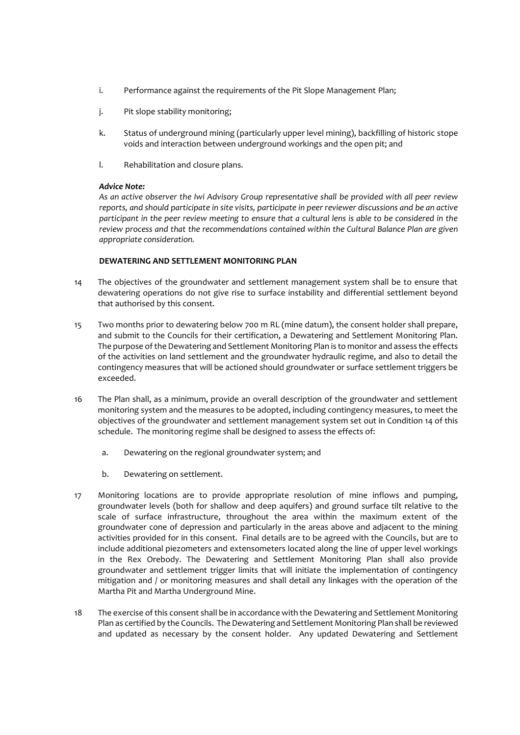i. Performance against the requirements of the Pit Slope Management Plan;

j. Pit slope stability monitoring;

k. Status of underground mining (particularly upper level mining), backfilling of historic stope voids and interaction between underground workings and the open pit; and

l. Rehabilitation and closure plans.

***Advice Note:***
*As an active observer the Iwi Advisory Group representative shall be provided with all peer review reports, and should participate in site visits, participate in peer reviewer discussions and be an active participant in the peer review meeting to ensure that a cultural lens is able to be considered in the review process and that the recommendations contained within the Cultural Balance Plan are given appropriate consideration.*

**DEWATERING AND SETTLEMENT MONITORING PLAN**

14 The objectives of the groundwater and settlement management system shall be to ensure that dewatering operations do not give rise to surface instability and differential settlement beyond that authorised by this consent.

15 Two months prior to dewatering below 700 m RL (mine datum), the consent holder shall prepare, and submit to the Councils for their certification, a Dewatering and Settlement Monitoring Plan. The purpose of the Dewatering and Settlement Monitoring Plan is to monitor and assess the effects of the activities on land settlement and the groundwater hydraulic regime, and also to detail the contingency measures that will be actioned should groundwater or surface settlement triggers be exceeded.

16 The Plan shall, as a minimum, provide an overall description of the groundwater and settlement monitoring system and the measures to be adopted, including contingency measures, to meet the objectives of the groundwater and settlement management system set out in Condition 14 of this schedule. The monitoring regime shall be designed to assess the effects of:

a. Dewatering on the regional groundwater system; and

b. Dewatering on settlement.

17 Monitoring locations are to provide appropriate resolution of mine inflows and pumping, groundwater levels (both for shallow and deep aquifers) and ground surface tilt relative to the scale of surface infrastructure, throughout the area within the maximum extent of the groundwater cone of depression and particularly in the areas above and adjacent to the mining activities provided for in this consent. Final details are to be agreed with the Councils, but are to include additional piezometers and extensometers located along the line of upper level workings in the Rex Orebody. The Dewatering and Settlement Monitoring Plan shall also provide groundwater and settlement trigger limits that will initiate the implementation of contingency mitigation and / or monitoring measures and shall detail any linkages with the operation of the Martha Pit and Martha Underground Mine.

18 The exercise of this consent shall be in accordance with the Dewatering and Settlement Monitoring Plan as certified by the Councils. The Dewatering and Settlement Monitoring Plan shall be reviewed and updated as necessary by the consent holder. Any updated Dewatering and Settlement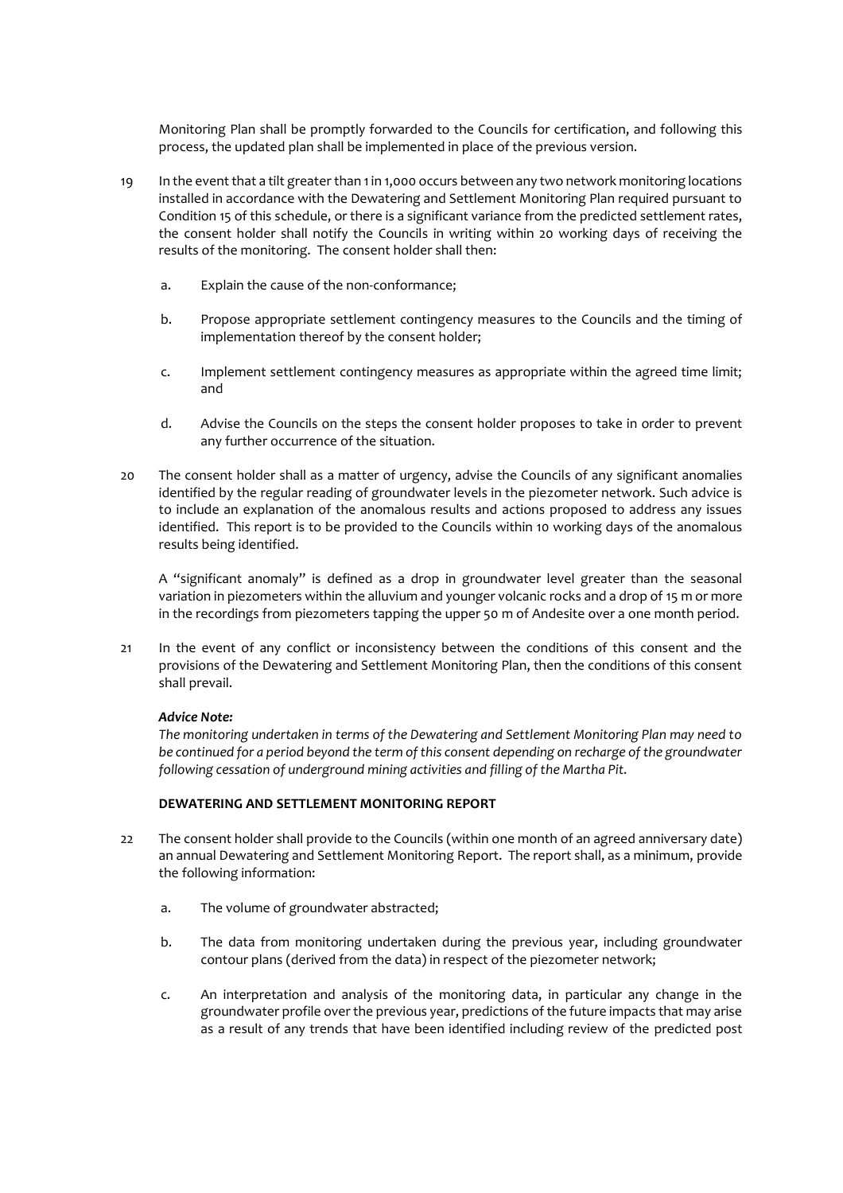Monitoring Plan shall be promptly forwarded to the Councils for certification, and following this process, the updated plan shall be implemented in place of the previous version.

19 In the event that a tilt greater than 1 in 1,000 occurs between any two network monitoring locations installed in accordance with the Dewatering and Settlement Monitoring Plan required pursuant to Condition 15 of this schedule, or there is a significant variance from the predicted settlement rates, the consent holder shall notify the Councils in writing within 20 working days of receiving the results of the monitoring. The consent holder shall then:

   a. Explain the cause of the non-conformance;

   b. Propose appropriate settlement contingency measures to the Councils and the timing of implementation thereof by the consent holder;

   c. Implement settlement contingency measures as appropriate within the agreed time limit; and

   d. Advise the Councils on the steps the consent holder proposes to take in order to prevent any further occurrence of the situation.

20 The consent holder shall as a matter of urgency, advise the Councils of any significant anomalies identified by the regular reading of groundwater levels in the piezometer network. Such advice is to include an explanation of the anomalous results and actions proposed to address any issues identified. This report is to be provided to the Councils within 10 working days of the anomalous results being identified.

   A "significant anomaly" is defined as a drop in groundwater level greater than the seasonal variation in piezometers within the alluvium and younger volcanic rocks and a drop of 15 m or more in the recordings from piezometers tapping the upper 50 m of Andesite over a one month period.

21 In the event of any conflict or inconsistency between the conditions of this consent and the provisions of the Dewatering and Settlement Monitoring Plan, then the conditions of this consent shall prevail.

   ***Advice Note:***
   *The monitoring undertaken in terms of the Dewatering and Settlement Monitoring Plan may need to be continued for a period beyond the term of this consent depending on recharge of the groundwater following cessation of underground mining activities and filling of the Martha Pit.*

**DEWATERING AND SETTLEMENT MONITORING REPORT**

22 The consent holder shall provide to the Councils (within one month of an agreed anniversary date) an annual Dewatering and Settlement Monitoring Report. The report shall, as a minimum, provide the following information:

   a. The volume of groundwater abstracted;

   b. The data from monitoring undertaken during the previous year, including groundwater contour plans (derived from the data) in respect of the piezometer network;

   c. An interpretation and analysis of the monitoring data, in particular any change in the groundwater profile over the previous year, predictions of the future impacts that may arise as a result of any trends that have been identified including review of the predicted post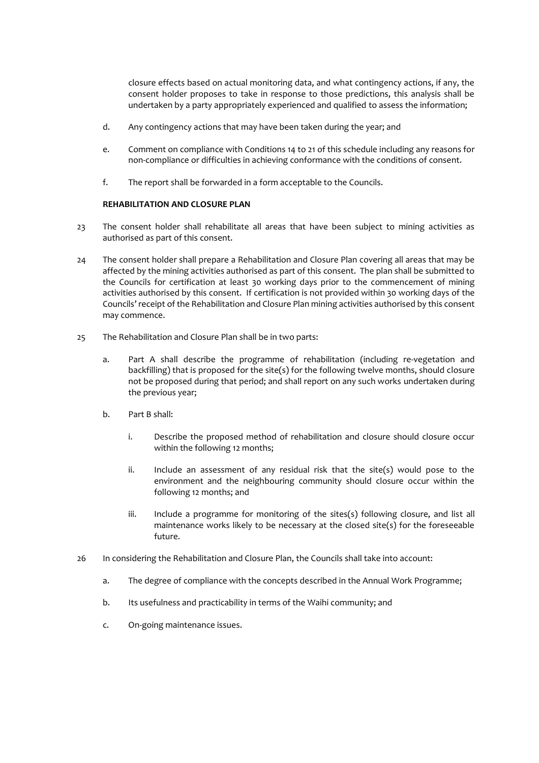closure effects based on actual monitoring data, and what contingency actions, if any, the consent holder proposes to take in response to those predictions, this analysis shall be undertaken by a party appropriately experienced and qualified to assess the information;

d. Any contingency actions that may have been taken during the year; and

e. Comment on compliance with Conditions 14 to 21 of this schedule including any reasons for non-compliance or difficulties in achieving conformance with the conditions of consent.

f. The report shall be forwarded in a form acceptable to the Councils.

**REHABILITATION AND CLOSURE PLAN**

23 The consent holder shall rehabilitate all areas that have been subject to mining activities as authorised as part of this consent.

24 The consent holder shall prepare a Rehabilitation and Closure Plan covering all areas that may be affected by the mining activities authorised as part of this consent. The plan shall be submitted to the Councils for certification at least 30 working days prior to the commencement of mining activities authorised by this consent. If certification is not provided within 30 working days of the Councils' receipt of the Rehabilitation and Closure Plan mining activities authorised by this consent may commence.

25 The Rehabilitation and Closure Plan shall be in two parts:

a. Part A shall describe the programme of rehabilitation (including re-vegetation and backfilling) that is proposed for the site(s) for the following twelve months, should closure not be proposed during that period; and shall report on any such works undertaken during the previous year;

b. Part B shall:

i. Describe the proposed method of rehabilitation and closure should closure occur within the following 12 months;

ii. Include an assessment of any residual risk that the site(s) would pose to the environment and the neighbouring community should closure occur within the following 12 months; and

iii. Include a programme for monitoring of the sites(s) following closure, and list all maintenance works likely to be necessary at the closed site(s) for the foreseeable future.

26 In considering the Rehabilitation and Closure Plan, the Councils shall take into account:

a. The degree of compliance with the concepts described in the Annual Work Programme;

b. Its usefulness and practicability in terms of the Waihi community; and

c. On-going maintenance issues.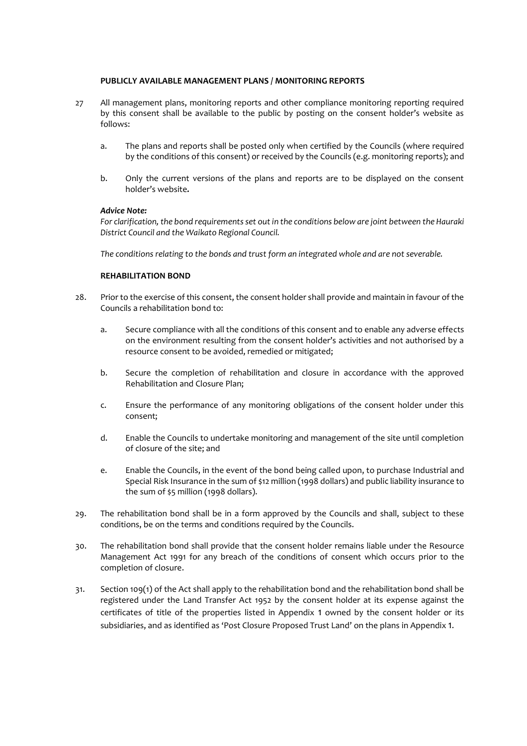**PUBLICLY AVAILABLE MANAGEMENT PLANS / MONITORING REPORTS**

27 All management plans, monitoring reports and other compliance monitoring reporting required by this consent shall be available to the public by posting on the consent holder's website as follows:

a. The plans and reports shall be posted only when certified by the Councils (where required by the conditions of this consent) or received by the Councils (e.g. monitoring reports); and

b. Only the current versions of the plans and reports are to be displayed on the consent holder's website**.**

***Advice Note:***
*For clarification, the bond requirements set out in the conditions below are joint between the Hauraki District Council and the Waikato Regional Council.*

*The conditions relating to the bonds and trust form an integrated whole and are not severable.*

**REHABILITATION BOND**

28. Prior to the exercise of this consent, the consent holder shall provide and maintain in favour of the Councils a rehabilitation bond to:

a. Secure compliance with all the conditions of this consent and to enable any adverse effects on the environment resulting from the consent holder's activities and not authorised by a resource consent to be avoided, remedied or mitigated;

b. Secure the completion of rehabilitation and closure in accordance with the approved Rehabilitation and Closure Plan;

c. Ensure the performance of any monitoring obligations of the consent holder under this consent;

d. Enable the Councils to undertake monitoring and management of the site until completion of closure of the site; and

e. Enable the Councils, in the event of the bond being called upon, to purchase Industrial and Special Risk Insurance in the sum of $12 million (1998 dollars) and public liability insurance to the sum of $5 million (1998 dollars).

29. The rehabilitation bond shall be in a form approved by the Councils and shall, subject to these conditions, be on the terms and conditions required by the Councils.

30. The rehabilitation bond shall provide that the consent holder remains liable under the Resource Management Act 1991 for any breach of the conditions of consent which occurs prior to the completion of closure.

31. Section 109(1) of the Act shall apply to the rehabilitation bond and the rehabilitation bond shall be registered under the Land Transfer Act 1952 by the consent holder at its expense against the certificates of title of the properties listed in Appendix 1 owned by the consent holder or its subsidiaries, and as identified as 'Post Closure Proposed Trust Land' on the plans in Appendix 1.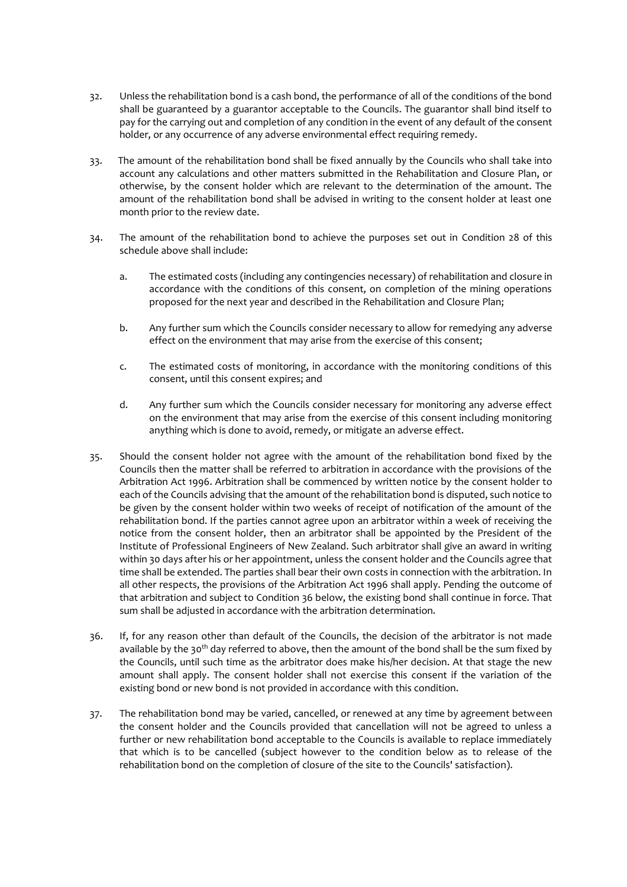32. Unless the rehabilitation bond is a cash bond, the performance of all of the conditions of the bond shall be guaranteed by a guarantor acceptable to the Councils. The guarantor shall bind itself to pay for the carrying out and completion of any condition in the event of any default of the consent holder, or any occurrence of any adverse environmental effect requiring remedy.

33. The amount of the rehabilitation bond shall be fixed annually by the Councils who shall take into account any calculations and other matters submitted in the Rehabilitation and Closure Plan, or otherwise, by the consent holder which are relevant to the determination of the amount. The amount of the rehabilitation bond shall be advised in writing to the consent holder at least one month prior to the review date.

34. The amount of the rehabilitation bond to achieve the purposes set out in Condition 28 of this schedule above shall include:

    a. The estimated costs (including any contingencies necessary) of rehabilitation and closure in accordance with the conditions of this consent, on completion of the mining operations proposed for the next year and described in the Rehabilitation and Closure Plan;

    b. Any further sum which the Councils consider necessary to allow for remedying any adverse effect on the environment that may arise from the exercise of this consent;

    c. The estimated costs of monitoring, in accordance with the monitoring conditions of this consent, until this consent expires; and

    d. Any further sum which the Councils consider necessary for monitoring any adverse effect on the environment that may arise from the exercise of this consent including monitoring anything which is done to avoid, remedy, or mitigate an adverse effect.

35. Should the consent holder not agree with the amount of the rehabilitation bond fixed by the Councils then the matter shall be referred to arbitration in accordance with the provisions of the Arbitration Act 1996. Arbitration shall be commenced by written notice by the consent holder to each of the Councils advising that the amount of the rehabilitation bond is disputed, such notice to be given by the consent holder within two weeks of receipt of notification of the amount of the rehabilitation bond. If the parties cannot agree upon an arbitrator within a week of receiving the notice from the consent holder, then an arbitrator shall be appointed by the President of the Institute of Professional Engineers of New Zealand. Such arbitrator shall give an award in writing within 30 days after his or her appointment, unless the consent holder and the Councils agree that time shall be extended. The parties shall bear their own costs in connection with the arbitration. In all other respects, the provisions of the Arbitration Act 1996 shall apply. Pending the outcome of that arbitration and subject to Condition 36 below, the existing bond shall continue in force. That sum shall be adjusted in accordance with the arbitration determination.

36. If, for any reason other than default of the Councils, the decision of the arbitrator is not made available by the 30th day referred to above, then the amount of the bond shall be the sum fixed by the Councils, until such time as the arbitrator does make his/her decision. At that stage the new amount shall apply. The consent holder shall not exercise this consent if the variation of the existing bond or new bond is not provided in accordance with this condition.

37. The rehabilitation bond may be varied, cancelled, or renewed at any time by agreement between the consent holder and the Councils provided that cancellation will not be agreed to unless a further or new rehabilitation bond acceptable to the Councils is available to replace immediately that which is to be cancelled (subject however to the condition below as to release of the rehabilitation bond on the completion of closure of the site to the Councils' satisfaction).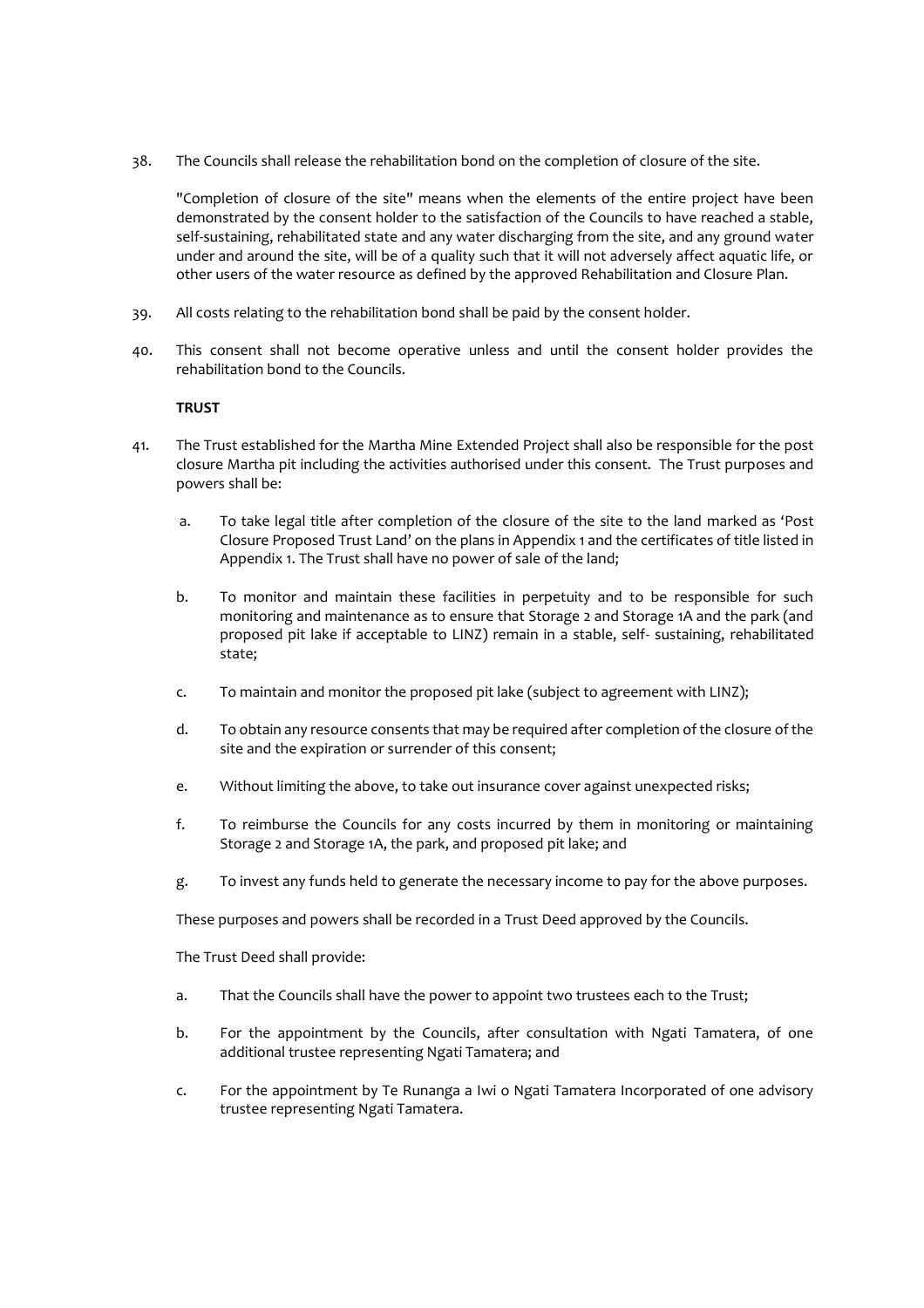38. The Councils shall release the rehabilitation bond on the completion of closure of the site.

    "Completion of closure of the site" means when the elements of the entire project have been demonstrated by the consent holder to the satisfaction of the Councils to have reached a stable, self-sustaining, rehabilitated state and any water discharging from the site, and any ground water under and around the site, will be of a quality such that it will not adversely affect aquatic life, or other users of the water resource as defined by the approved Rehabilitation and Closure Plan.

39. All costs relating to the rehabilitation bond shall be paid by the consent holder.

40. This consent shall not become operative unless and until the consent holder provides the rehabilitation bond to the Councils.

**TRUST**

41. The Trust established for the Martha Mine Extended Project shall also be responsible for the post closure Martha pit including the activities authorised under this consent. The Trust purposes and powers shall be:

    a. To take legal title after completion of the closure of the site to the land marked as 'Post Closure Proposed Trust Land' on the plans in Appendix 1 and the certificates of title listed in Appendix 1. The Trust shall have no power of sale of the land;

    b. To monitor and maintain these facilities in perpetuity and to be responsible for such monitoring and maintenance as to ensure that Storage 2 and Storage 1A and the park (and proposed pit lake if acceptable to LINZ) remain in a stable, self- sustaining, rehabilitated state;

    c. To maintain and monitor the proposed pit lake (subject to agreement with LINZ);

    d. To obtain any resource consents that may be required after completion of the closure of the site and the expiration or surrender of this consent;

    e. Without limiting the above, to take out insurance cover against unexpected risks;

    f. To reimburse the Councils for any costs incurred by them in monitoring or maintaining Storage 2 and Storage 1A, the park, and proposed pit lake; and

    g. To invest any funds held to generate the necessary income to pay for the above purposes.

    These purposes and powers shall be recorded in a Trust Deed approved by the Councils.

    The Trust Deed shall provide:

    a. That the Councils shall have the power to appoint two trustees each to the Trust;

    b. For the appointment by the Councils, after consultation with Ngati Tamatera, of one additional trustee representing Ngati Tamatera; and

    c. For the appointment by Te Runanga a Iwi o Ngati Tamatera Incorporated of one advisory trustee representing Ngati Tamatera.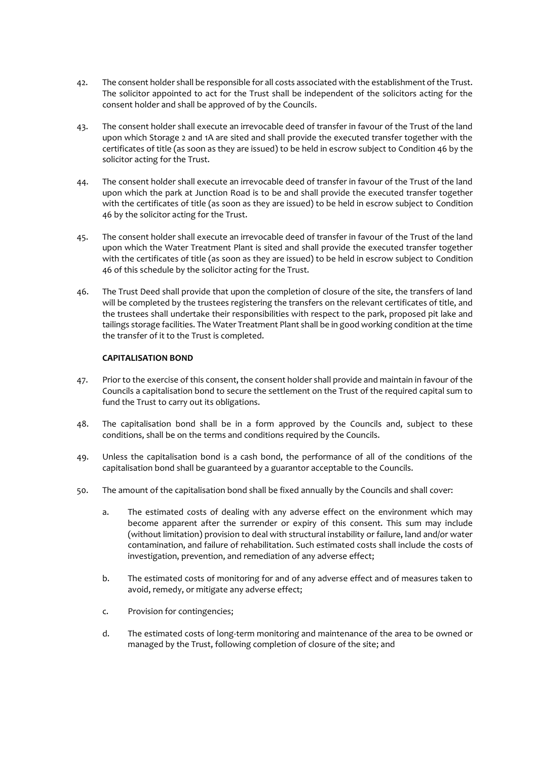42. The consent holder shall be responsible for all costs associated with the establishment of the Trust. The solicitor appointed to act for the Trust shall be independent of the solicitors acting for the consent holder and shall be approved of by the Councils.

43. The consent holder shall execute an irrevocable deed of transfer in favour of the Trust of the land upon which Storage 2 and 1A are sited and shall provide the executed transfer together with the certificates of title (as soon as they are issued) to be held in escrow subject to Condition 46 by the solicitor acting for the Trust.

44. The consent holder shall execute an irrevocable deed of transfer in favour of the Trust of the land upon which the park at Junction Road is to be and shall provide the executed transfer together with the certificates of title (as soon as they are issued) to be held in escrow subject to Condition 46 by the solicitor acting for the Trust.

45. The consent holder shall execute an irrevocable deed of transfer in favour of the Trust of the land upon which the Water Treatment Plant is sited and shall provide the executed transfer together with the certificates of title (as soon as they are issued) to be held in escrow subject to Condition 46 of this schedule by the solicitor acting for the Trust.

46. The Trust Deed shall provide that upon the completion of closure of the site, the transfers of land will be completed by the trustees registering the transfers on the relevant certificates of title, and the trustees shall undertake their responsibilities with respect to the park, proposed pit lake and tailings storage facilities. The Water Treatment Plant shall be in good working condition at the time the transfer of it to the Trust is completed.

**CAPITALISATION BOND**

47. Prior to the exercise of this consent, the consent holder shall provide and maintain in favour of the Councils a capitalisation bond to secure the settlement on the Trust of the required capital sum to fund the Trust to carry out its obligations.

48. The capitalisation bond shall be in a form approved by the Councils and, subject to these conditions, shall be on the terms and conditions required by the Councils.

49. Unless the capitalisation bond is a cash bond, the performance of all of the conditions of the capitalisation bond shall be guaranteed by a guarantor acceptable to the Councils.

50. The amount of the capitalisation bond shall be fixed annually by the Councils and shall cover:

    a. The estimated costs of dealing with any adverse effect on the environment which may become apparent after the surrender or expiry of this consent. This sum may include (without limitation) provision to deal with structural instability or failure, land and/or water contamination, and failure of rehabilitation. Such estimated costs shall include the costs of investigation, prevention, and remediation of any adverse effect;

    b. The estimated costs of monitoring for and of any adverse effect and of measures taken to avoid, remedy, or mitigate any adverse effect;

    c. Provision for contingencies;

    d. The estimated costs of long-term monitoring and maintenance of the area to be owned or managed by the Trust, following completion of closure of the site; and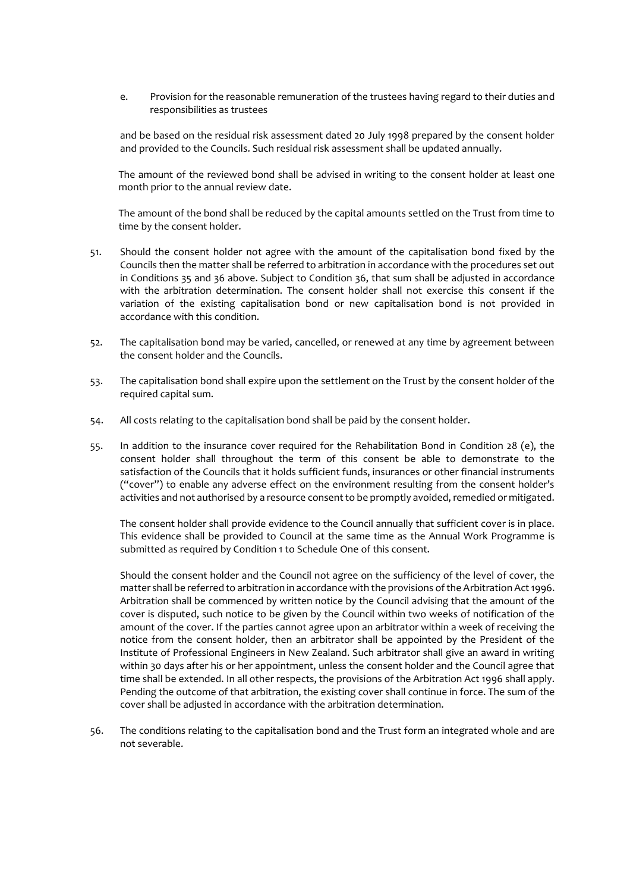e. Provision for the reasonable remuneration of the trustees having regard to their duties and responsibilities as trustees

and be based on the residual risk assessment dated 20 July 1998 prepared by the consent holder and provided to the Councils. Such residual risk assessment shall be updated annually.

The amount of the reviewed bond shall be advised in writing to the consent holder at least one month prior to the annual review date.

The amount of the bond shall be reduced by the capital amounts settled on the Trust from time to time by the consent holder.

51. Should the consent holder not agree with the amount of the capitalisation bond fixed by the Councils then the matter shall be referred to arbitration in accordance with the procedures set out in Conditions 35 and 36 above. Subject to Condition 36, that sum shall be adjusted in accordance with the arbitration determination. The consent holder shall not exercise this consent if the variation of the existing capitalisation bond or new capitalisation bond is not provided in accordance with this condition.

52. The capitalisation bond may be varied, cancelled, or renewed at any time by agreement between the consent holder and the Councils.

53. The capitalisation bond shall expire upon the settlement on the Trust by the consent holder of the required capital sum.

54. All costs relating to the capitalisation bond shall be paid by the consent holder.

55. In addition to the insurance cover required for the Rehabilitation Bond in Condition 28 (e), the consent holder shall throughout the term of this consent be able to demonstrate to the satisfaction of the Councils that it holds sufficient funds, insurances or other financial instruments ("cover") to enable any adverse effect on the environment resulting from the consent holder's activities and not authorised by a resource consent to be promptly avoided, remedied or mitigated.

    The consent holder shall provide evidence to the Council annually that sufficient cover is in place. This evidence shall be provided to Council at the same time as the Annual Work Programme is submitted as required by Condition 1 to Schedule One of this consent.

    Should the consent holder and the Council not agree on the sufficiency of the level of cover, the matter shall be referred to arbitration in accordance with the provisions of the Arbitration Act 1996. Arbitration shall be commenced by written notice by the Council advising that the amount of the cover is disputed, such notice to be given by the Council within two weeks of notification of the amount of the cover. If the parties cannot agree upon an arbitrator within a week of receiving the notice from the consent holder, then an arbitrator shall be appointed by the President of the Institute of Professional Engineers in New Zealand. Such arbitrator shall give an award in writing within 30 days after his or her appointment, unless the consent holder and the Council agree that time shall be extended. In all other respects, the provisions of the Arbitration Act 1996 shall apply. Pending the outcome of that arbitration, the existing cover shall continue in force. The sum of the cover shall be adjusted in accordance with the arbitration determination.

56. The conditions relating to the capitalisation bond and the Trust form an integrated whole and are not severable.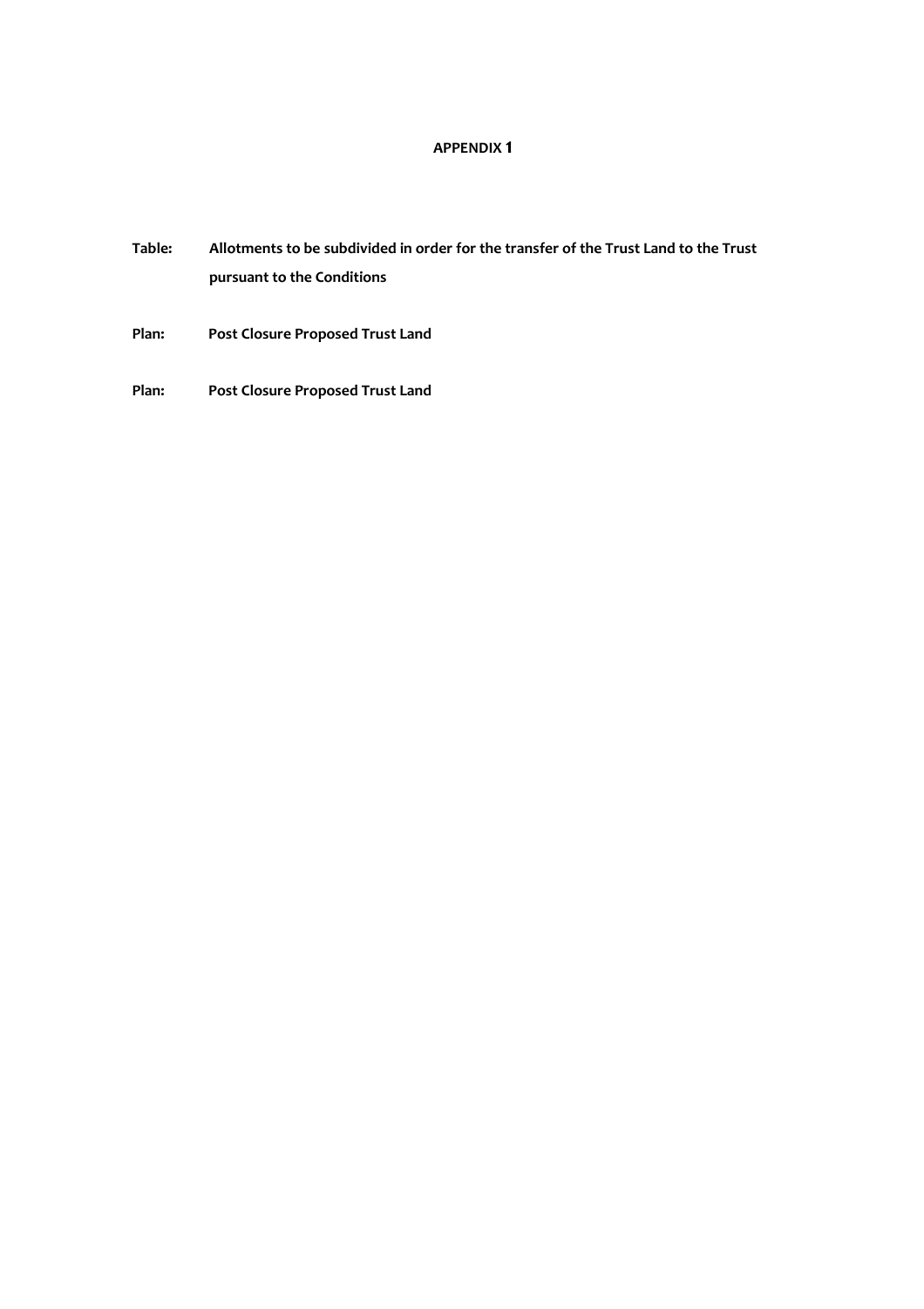**APPENDIX 1**

**Table:** **Allotments to be subdivided in order for the transfer of the Trust Land to the Trust pursuant to the Conditions**

**Plan:** **Post Closure Proposed Trust Land**

**Plan:** **Post Closure Proposed Trust Land**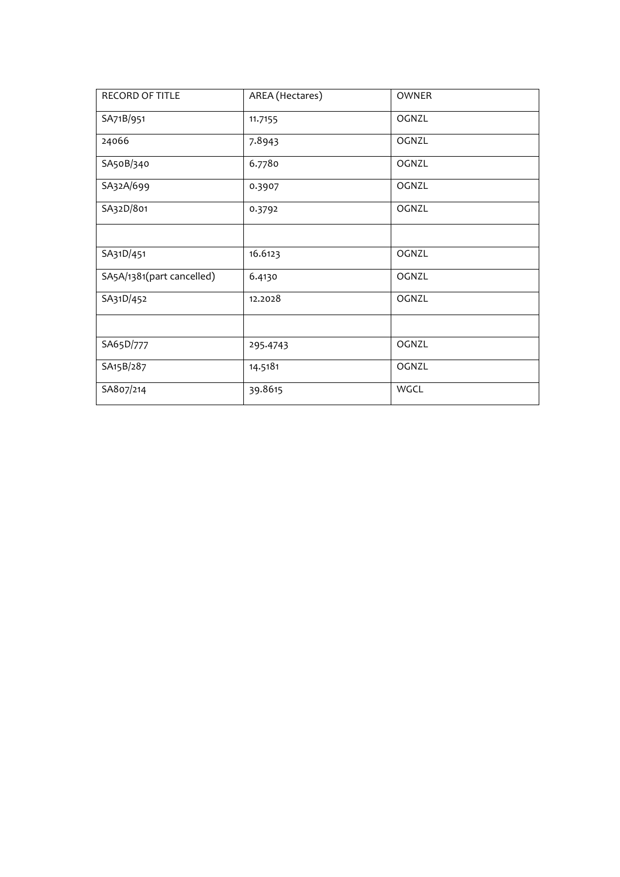| RECORD OF TITLE | AREA (Hectares) | OWNER |
| --- | --- | --- |
| SA71B/951 | 11.7155 | OGNZL |
| 24066 | 7.8943 | OGNZL |
| SA50B/340 | 6.7780 | OGNZL |
| SA32A/699 | 0.3907 | OGNZL |
| SA32D/801 | 0.3792 | OGNZL |
| | | |
| SA31D/451 | 16.6123 | OGNZL |
| SA5A/1381(part cancelled) | 6.4130 | OGNZL |
| SA31D/452 | 12.2028 | OGNZL |
| | | |
| SA65D/777 | 295.4743 | OGNZL |
| SA15B/287 | 14.5181 | OGNZL |
| SA807/214 | 39.8615 | WGCL |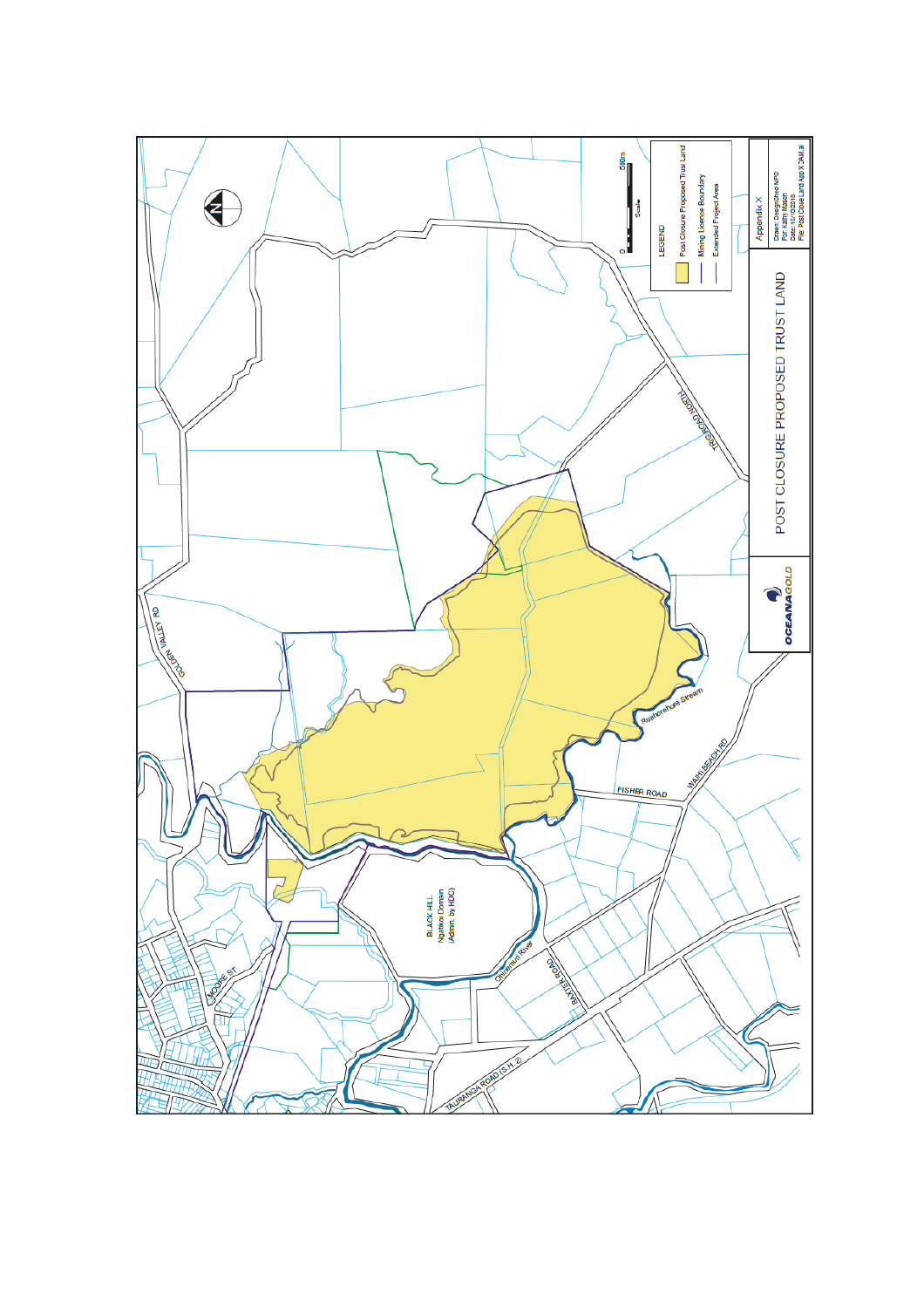# POST CLOSURE PROPOSED TRUST LAND

OCEANAGOLD

Appendix X

Drawn: Designed-MPG
For: Kathy Mason
Date: 17/02/2010
File: Post Close Land App X OM.ai

LEGEND

- Post Closure Proposed Trust Land
- Mining Licence Boundary
- Extended Project Area

0 — 500m
Scale

GOLDEN VALLEY RD

TRIG ROAD NORTH

Ruaharehore Stream

FISHER ROAD

WAIHI BEACH RD

BLACK HILL
Ngatikoi Domain
(Admin. by HDC)

Ohinemuri River

BAXTER ROAD

MOORE ST

TAURANGA ROAD (S.H. 2)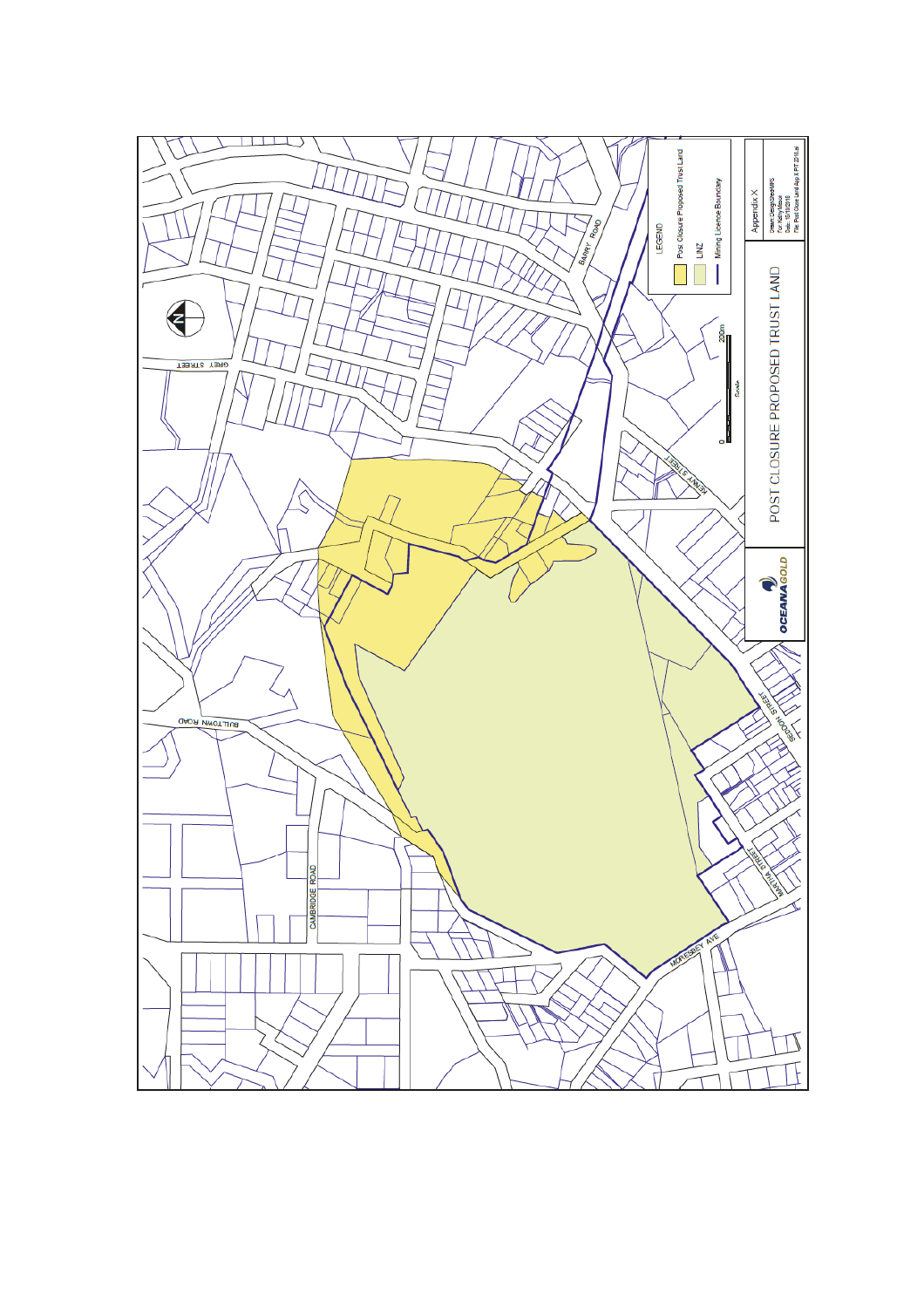# POST CLOSURE PROPOSED TRUST LAND

LEGEND

Post Closure Proposed Trust Land

LINZ

Mining Licence Boundary

Appendix X

OCEANAGOLD

Scale

0

200m

GREY STREET

BARRY ROAD

KENNY STREET

SEDDON STREET

MARTHA STREET

MORESBY AVE

CAMBRIDGE ROAD

BULLTOWN ROAD